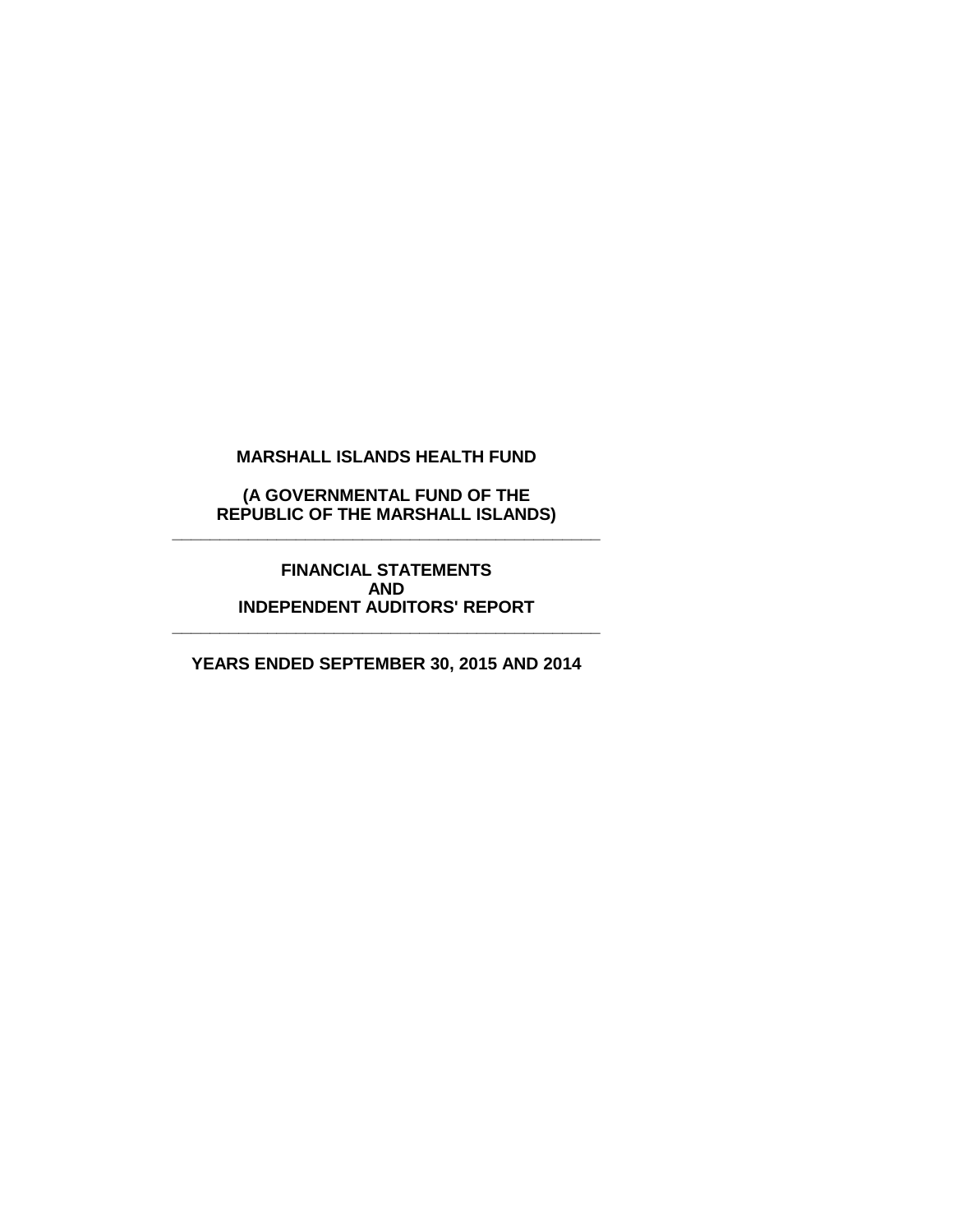# MARSHALL ISLANDS HEALTH FUND

## (A GOVERNMENTAL FUND OF THE REPUBLIC OF THE MARSHALL ISLANDS)

---

## FINANCIAL STATEMENTS AND INDEPENDENT AUDITORS' REPORT

---

## YEARS ENDED SEPTEMBER 30, 2015 AND 2014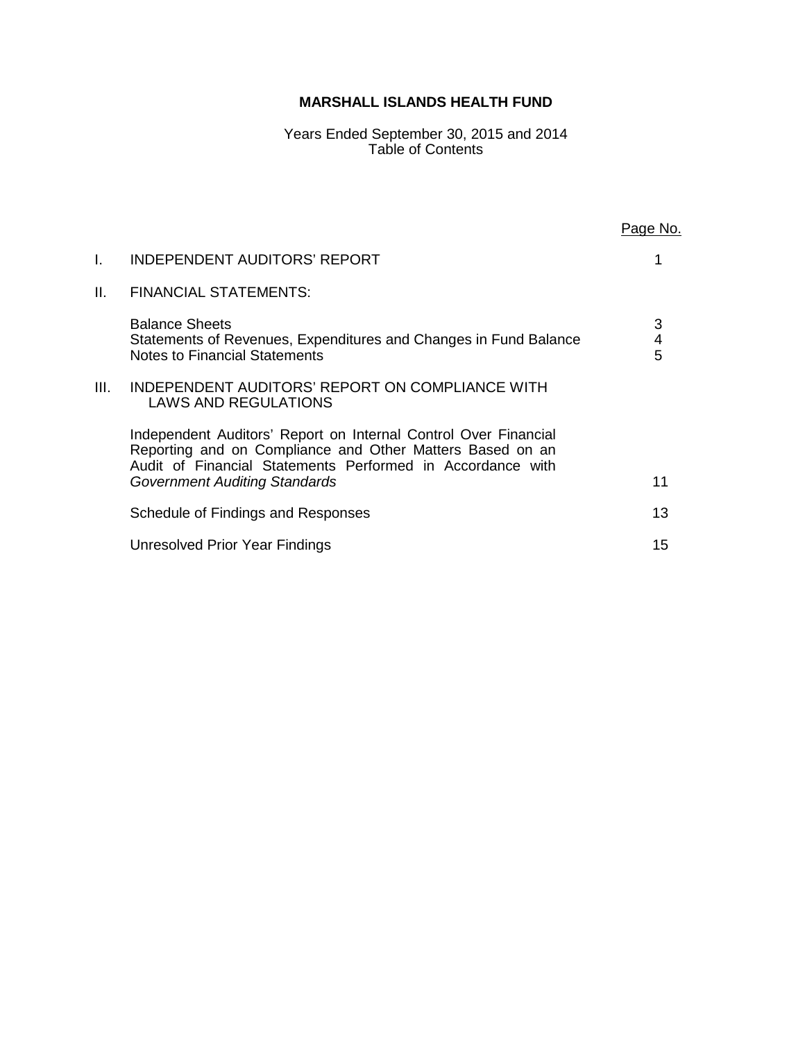**MARSHALL ISLANDS HEALTH FUND**

Years Ended September 30, 2015 and 2014
Table of Contents

| | | Page No. |
|---|---|---|
| I. | INDEPENDENT AUDITORS' REPORT | 1 |
| II. | FINANCIAL STATEMENTS: | |
| | Balance Sheets | 3 |
| | Statements of Revenues, Expenditures and Changes in Fund Balance | 4 |
| | Notes to Financial Statements | 5 |
| III. | INDEPENDENT AUDITORS' REPORT ON COMPLIANCE WITH LAWS AND REGULATIONS | |
| | Independent Auditors' Report on Internal Control Over Financial Reporting and on Compliance and Other Matters Based on an Audit of Financial Statements Performed in Accordance with *Government Auditing Standards* | 11 |
| | Schedule of Findings and Responses | 13 |
| | Unresolved Prior Year Findings | 15 |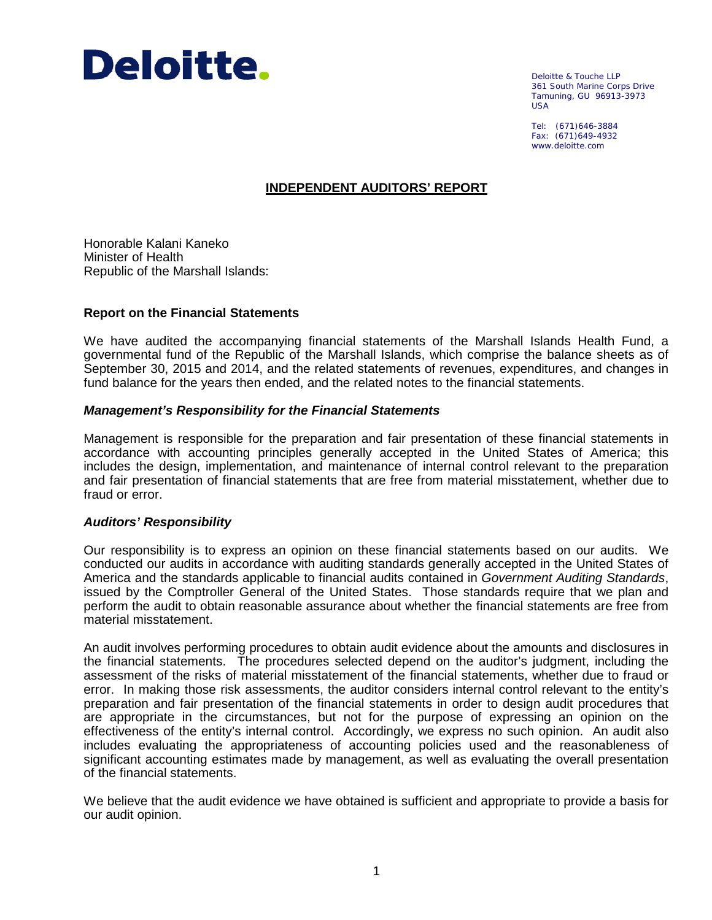Deloitte.

Deloitte & Touche LLP
361 South Marine Corps Drive
Tamuning, GU 96913-3973
USA

Tel: (671)646-3884
Fax: (671)649-4932
www.deloitte.com

## INDEPENDENT AUDITORS' REPORT

Honorable Kalani Kaneko
Minister of Health
Republic of the Marshall Islands:

### Report on the Financial Statements

We have audited the accompanying financial statements of the Marshall Islands Health Fund, a governmental fund of the Republic of the Marshall Islands, which comprise the balance sheets as of September 30, 2015 and 2014, and the related statements of revenues, expenditures, and changes in fund balance for the years then ended, and the related notes to the financial statements.

#### *Management's Responsibility for the Financial Statements*

Management is responsible for the preparation and fair presentation of these financial statements in accordance with accounting principles generally accepted in the United States of America; this includes the design, implementation, and maintenance of internal control relevant to the preparation and fair presentation of financial statements that are free from material misstatement, whether due to fraud or error.

#### *Auditors' Responsibility*

Our responsibility is to express an opinion on these financial statements based on our audits. We conducted our audits in accordance with auditing standards generally accepted in the United States of America and the standards applicable to financial audits contained in *Government Auditing Standards*, issued by the Comptroller General of the United States. Those standards require that we plan and perform the audit to obtain reasonable assurance about whether the financial statements are free from material misstatement.

An audit involves performing procedures to obtain audit evidence about the amounts and disclosures in the financial statements. The procedures selected depend on the auditor's judgment, including the assessment of the risks of material misstatement of the financial statements, whether due to fraud or error. In making those risk assessments, the auditor considers internal control relevant to the entity's preparation and fair presentation of the financial statements in order to design audit procedures that are appropriate in the circumstances, but not for the purpose of expressing an opinion on the effectiveness of the entity's internal control. Accordingly, we express no such opinion. An audit also includes evaluating the appropriateness of accounting policies used and the reasonableness of significant accounting estimates made by management, as well as evaluating the overall presentation of the financial statements.

We believe that the audit evidence we have obtained is sufficient and appropriate to provide a basis for our audit opinion.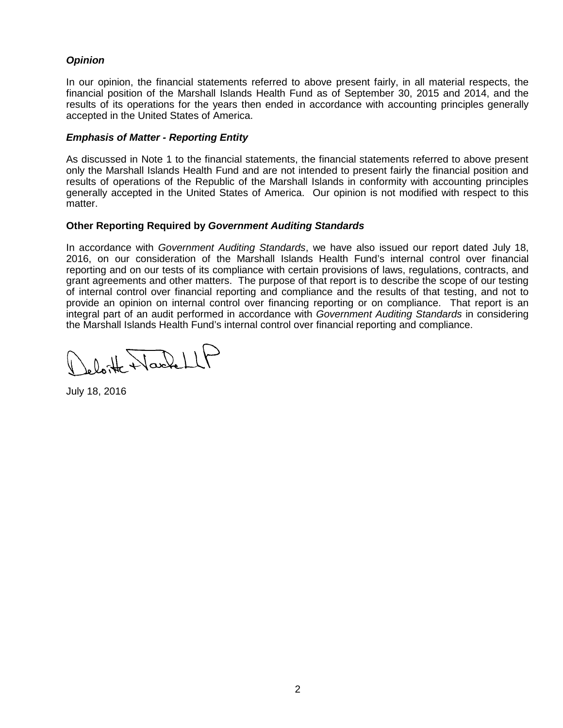***Opinion***

In our opinion, the financial statements referred to above present fairly, in all material respects, the financial position of the Marshall Islands Health Fund as of September 30, 2015 and 2014, and the results of its operations for the years then ended in accordance with accounting principles generally accepted in the United States of America.

***Emphasis of Matter - Reporting Entity***

As discussed in Note 1 to the financial statements, the financial statements referred to above present only the Marshall Islands Health Fund and are not intended to present fairly the financial position and results of operations of the Republic of the Marshall Islands in conformity with accounting principles generally accepted in the United States of America. Our opinion is not modified with respect to this matter.

**Other Reporting Required by *Government Auditing Standards***

In accordance with *Government Auditing Standards*, we have also issued our report dated July 18, 2016, on our consideration of the Marshall Islands Health Fund's internal control over financial reporting and on our tests of its compliance with certain provisions of laws, regulations, contracts, and grant agreements and other matters. The purpose of that report is to describe the scope of our testing of internal control over financial reporting and compliance and the results of that testing, and not to provide an opinion on internal control over financing reporting or on compliance. That report is an integral part of an audit performed in accordance with *Government Auditing Standards* in considering the Marshall Islands Health Fund's internal control over financial reporting and compliance.

Deloitte & Touche LLP

July 18, 2016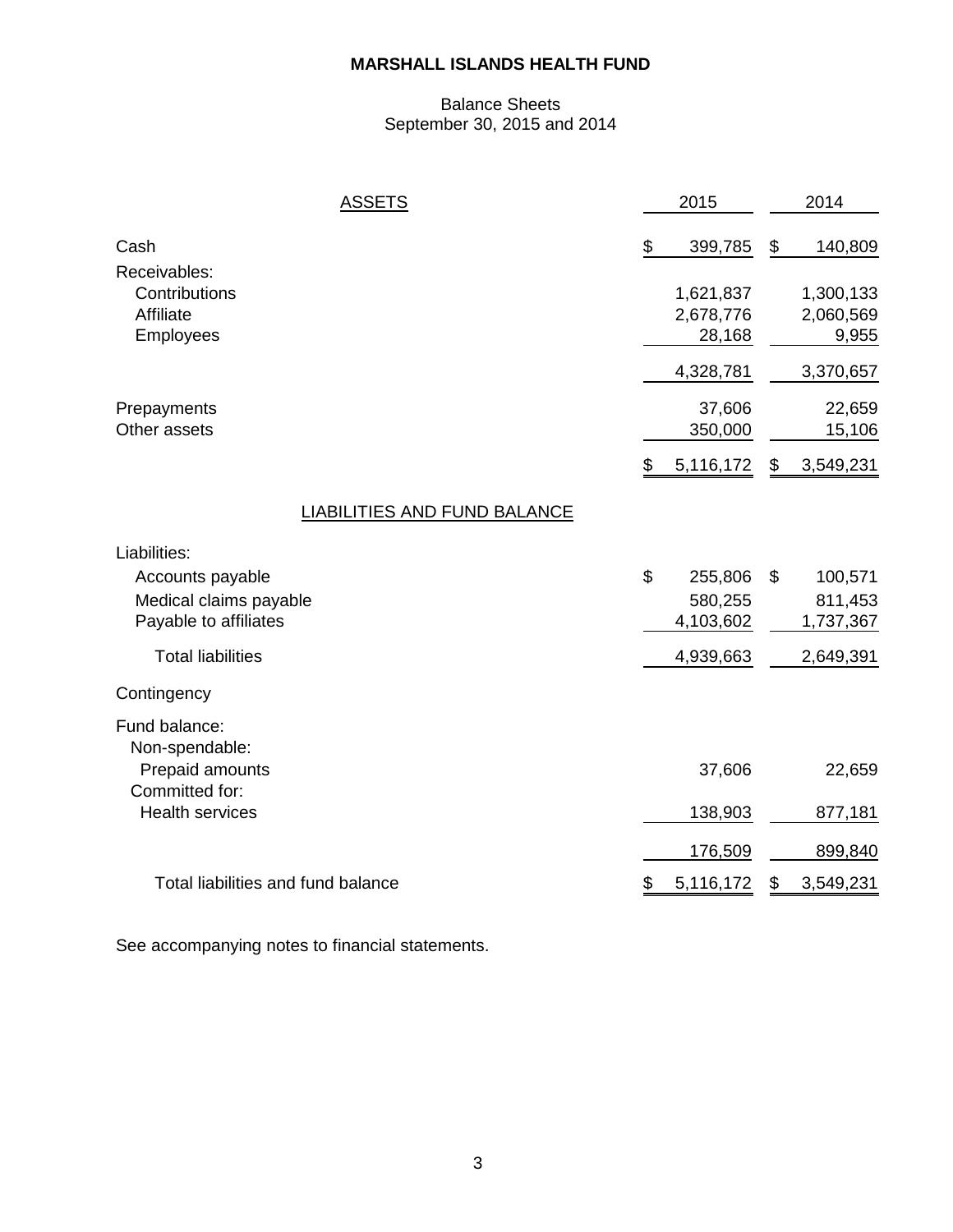**MARSHALL ISLANDS HEALTH FUND**

Balance Sheets
September 30, 2015 and 2014

| ASSETS | 2015 | 2014 |
|---|---|---|
| Cash | $ 399,785 | $ 140,809 |
| Receivables: | | |
| Contributions | 1,621,837 | 1,300,133 |
| Affiliate | 2,678,776 | 2,060,569 |
| Employees | 28,168 | 9,955 |
| | 4,328,781 | 3,370,657 |
| Prepayments | 37,606 | 22,659 |
| Other assets | 350,000 | 15,106 |
| | $ 5,116,172 | $ 3,549,231 |
| LIABILITIES AND FUND BALANCE | | |
| Liabilities: | | |
| Accounts payable | $ 255,806 | $ 100,571 |
| Medical claims payable | 580,255 | 811,453 |
| Payable to affiliates | 4,103,602 | 1,737,367 |
| Total liabilities | 4,939,663 | 2,649,391 |
| Contingency | | |
| Fund balance: | | |
| Non-spendable: | | |
| Prepaid amounts | 37,606 | 22,659 |
| Committed for: | | |
| Health services | 138,903 | 877,181 |
| | 176,509 | 899,840 |
| Total liabilities and fund balance | $ 5,116,172 | $ 3,549,231 |

See accompanying notes to financial statements.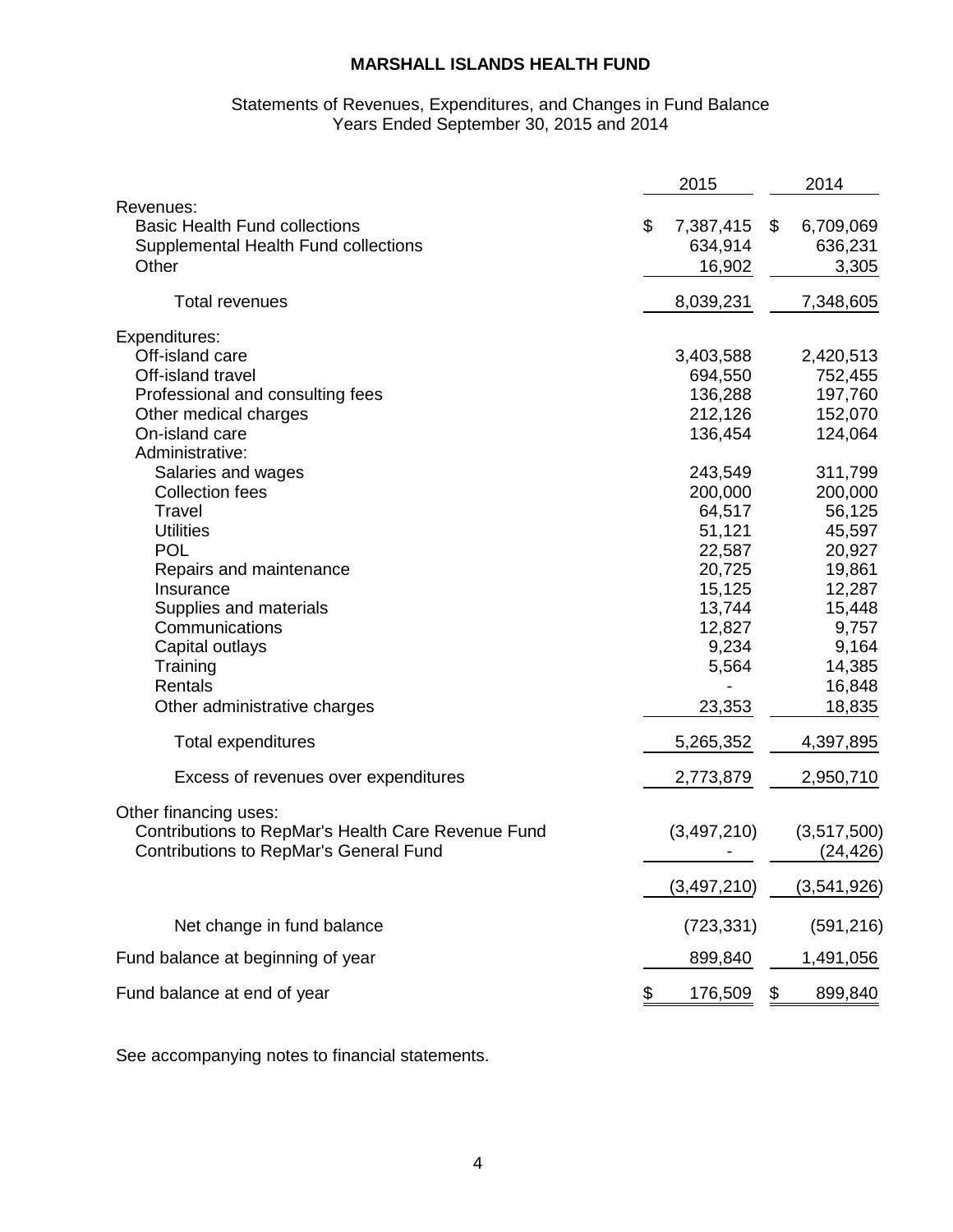# MARSHALL ISLANDS HEALTH FUND

Statements of Revenues, Expenditures, and Changes in Fund Balance
Years Ended September 30, 2015 and 2014

| | 2015 | 2014 |
|---|---|---|
| Revenues: | | |
| Basic Health Fund collections | $ 7,387,415 | $ 6,709,069 |
| Supplemental Health Fund collections | 634,914 | 636,231 |
| Other | 16,902 | 3,305 |
| Total revenues | 8,039,231 | 7,348,605 |
| Expenditures: | | |
| Off-island care | 3,403,588 | 2,420,513 |
| Off-island travel | 694,550 | 752,455 |
| Professional and consulting fees | 136,288 | 197,760 |
| Other medical charges | 212,126 | 152,070 |
| On-island care | 136,454 | 124,064 |
| Administrative: | | |
| Salaries and wages | 243,549 | 311,799 |
| Collection fees | 200,000 | 200,000 |
| Travel | 64,517 | 56,125 |
| Utilities | 51,121 | 45,597 |
| POL | 22,587 | 20,927 |
| Repairs and maintenance | 20,725 | 19,861 |
| Insurance | 15,125 | 12,287 |
| Supplies and materials | 13,744 | 15,448 |
| Communications | 12,827 | 9,757 |
| Capital outlays | 9,234 | 9,164 |
| Training | 5,564 | 14,385 |
| Rentals | - | 16,848 |
| Other administrative charges | 23,353 | 18,835 |
| Total expenditures | 5,265,352 | 4,397,895 |
| Excess of revenues over expenditures | 2,773,879 | 2,950,710 |
| Other financing uses: | | |
| Contributions to RepMar's Health Care Revenue Fund | (3,497,210) | (3,517,500) |
| Contributions to RepMar's General Fund | - | (24,426) |
| | (3,497,210) | (3,541,926) |
| Net change in fund balance | (723,331) | (591,216) |
| Fund balance at beginning of year | 899,840 | 1,491,056 |
| Fund balance at end of year | $ 176,509 | $ 899,840 |

See accompanying notes to financial statements.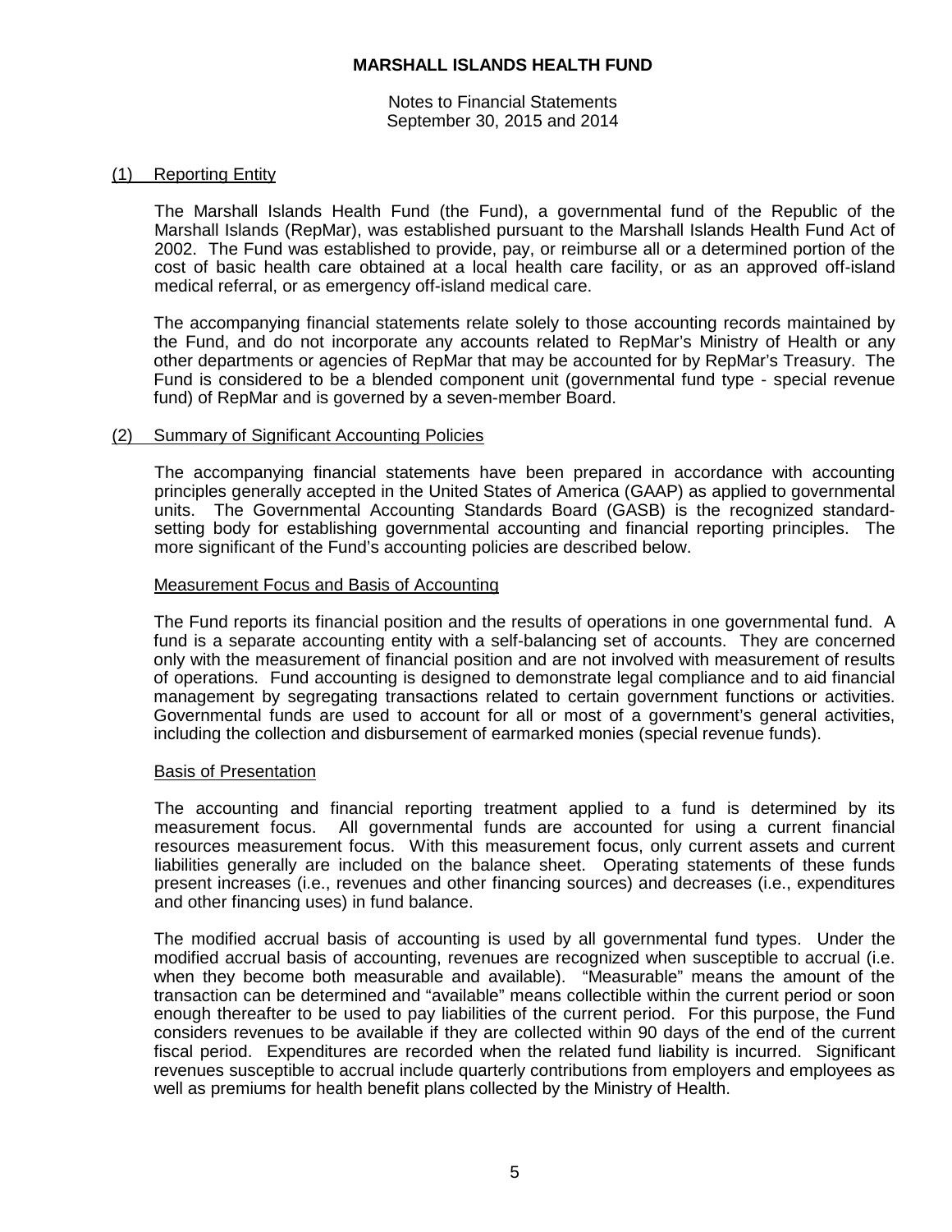# MARSHALL ISLANDS HEALTH FUND

Notes to Financial Statements
September 30, 2015 and 2014

## (1) Reporting Entity

The Marshall Islands Health Fund (the Fund), a governmental fund of the Republic of the Marshall Islands (RepMar), was established pursuant to the Marshall Islands Health Fund Act of 2002. The Fund was established to provide, pay, or reimburse all or a determined portion of the cost of basic health care obtained at a local health care facility, or as an approved off-island medical referral, or as emergency off-island medical care.

The accompanying financial statements relate solely to those accounting records maintained by the Fund, and do not incorporate any accounts related to RepMar's Ministry of Health or any other departments or agencies of RepMar that may be accounted for by RepMar's Treasury. The Fund is considered to be a blended component unit (governmental fund type - special revenue fund) of RepMar and is governed by a seven-member Board.

## (2) Summary of Significant Accounting Policies

The accompanying financial statements have been prepared in accordance with accounting principles generally accepted in the United States of America (GAAP) as applied to governmental units. The Governmental Accounting Standards Board (GASB) is the recognized standard-setting body for establishing governmental accounting and financial reporting principles. The more significant of the Fund's accounting policies are described below.

### Measurement Focus and Basis of Accounting

The Fund reports its financial position and the results of operations in one governmental fund. A fund is a separate accounting entity with a self-balancing set of accounts. They are concerned only with the measurement of financial position and are not involved with measurement of results of operations. Fund accounting is designed to demonstrate legal compliance and to aid financial management by segregating transactions related to certain government functions or activities. Governmental funds are used to account for all or most of a government's general activities, including the collection and disbursement of earmarked monies (special revenue funds).

### Basis of Presentation

The accounting and financial reporting treatment applied to a fund is determined by its measurement focus. All governmental funds are accounted for using a current financial resources measurement focus. With this measurement focus, only current assets and current liabilities generally are included on the balance sheet. Operating statements of these funds present increases (i.e., revenues and other financing sources) and decreases (i.e., expenditures and other financing uses) in fund balance.

The modified accrual basis of accounting is used by all governmental fund types. Under the modified accrual basis of accounting, revenues are recognized when susceptible to accrual (i.e. when they become both measurable and available). "Measurable" means the amount of the transaction can be determined and "available" means collectible within the current period or soon enough thereafter to be used to pay liabilities of the current period. For this purpose, the Fund considers revenues to be available if they are collected within 90 days of the end of the current fiscal period. Expenditures are recorded when the related fund liability is incurred. Significant revenues susceptible to accrual include quarterly contributions from employers and employees as well as premiums for health benefit plans collected by the Ministry of Health.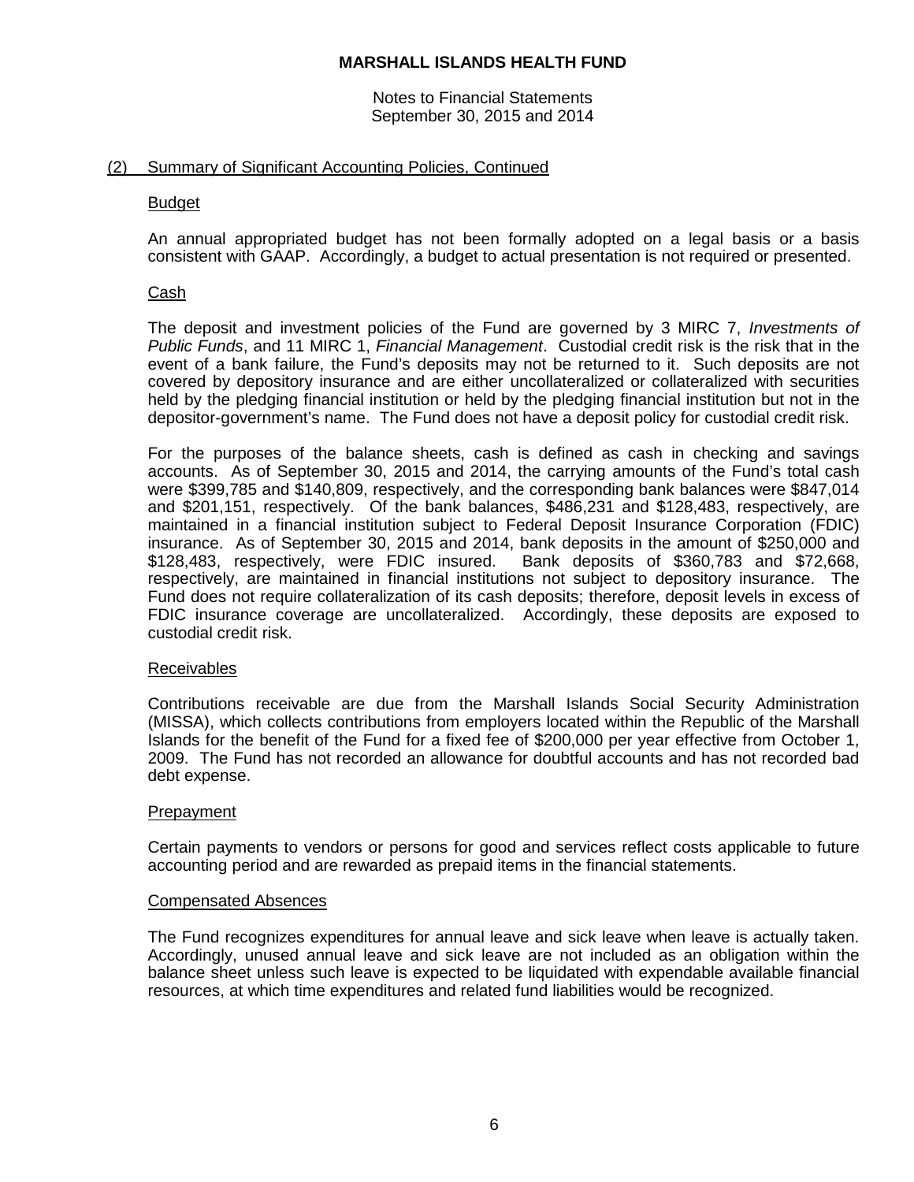# MARSHALL ISLANDS HEALTH FUND

Notes to Financial Statements
September 30, 2015 and 2014

## (2) Summary of Significant Accounting Policies, Continued

### Budget

An annual appropriated budget has not been formally adopted on a legal basis or a basis consistent with GAAP. Accordingly, a budget to actual presentation is not required or presented.

### Cash

The deposit and investment policies of the Fund are governed by 3 MIRC 7, *Investments of Public Funds*, and 11 MIRC 1, *Financial Management*. Custodial credit risk is the risk that in the event of a bank failure, the Fund's deposits may not be returned to it. Such deposits are not covered by depository insurance and are either uncollateralized or collateralized with securities held by the pledging financial institution or held by the pledging financial institution but not in the depositor-government's name. The Fund does not have a deposit policy for custodial credit risk.

For the purposes of the balance sheets, cash is defined as cash in checking and savings accounts. As of September 30, 2015 and 2014, the carrying amounts of the Fund's total cash were $399,785 and $140,809, respectively, and the corresponding bank balances were $847,014 and $201,151, respectively. Of the bank balances, $486,231 and $128,483, respectively, are maintained in a financial institution subject to Federal Deposit Insurance Corporation (FDIC) insurance. As of September 30, 2015 and 2014, bank deposits in the amount of $250,000 and $128,483, respectively, were FDIC insured. Bank deposits of $360,783 and $72,668, respectively, are maintained in financial institutions not subject to depository insurance. The Fund does not require collateralization of its cash deposits; therefore, deposit levels in excess of FDIC insurance coverage are uncollateralized. Accordingly, these deposits are exposed to custodial credit risk.

### Receivables

Contributions receivable are due from the Marshall Islands Social Security Administration (MISSA), which collects contributions from employers located within the Republic of the Marshall Islands for the benefit of the Fund for a fixed fee of $200,000 per year effective from October 1, 2009. The Fund has not recorded an allowance for doubtful accounts and has not recorded bad debt expense.

### Prepayment

Certain payments to vendors or persons for good and services reflect costs applicable to future accounting period and are rewarded as prepaid items in the financial statements.

### Compensated Absences

The Fund recognizes expenditures for annual leave and sick leave when leave is actually taken. Accordingly, unused annual leave and sick leave are not included as an obligation within the balance sheet unless such leave is expected to be liquidated with expendable available financial resources, at which time expenditures and related fund liabilities would be recognized.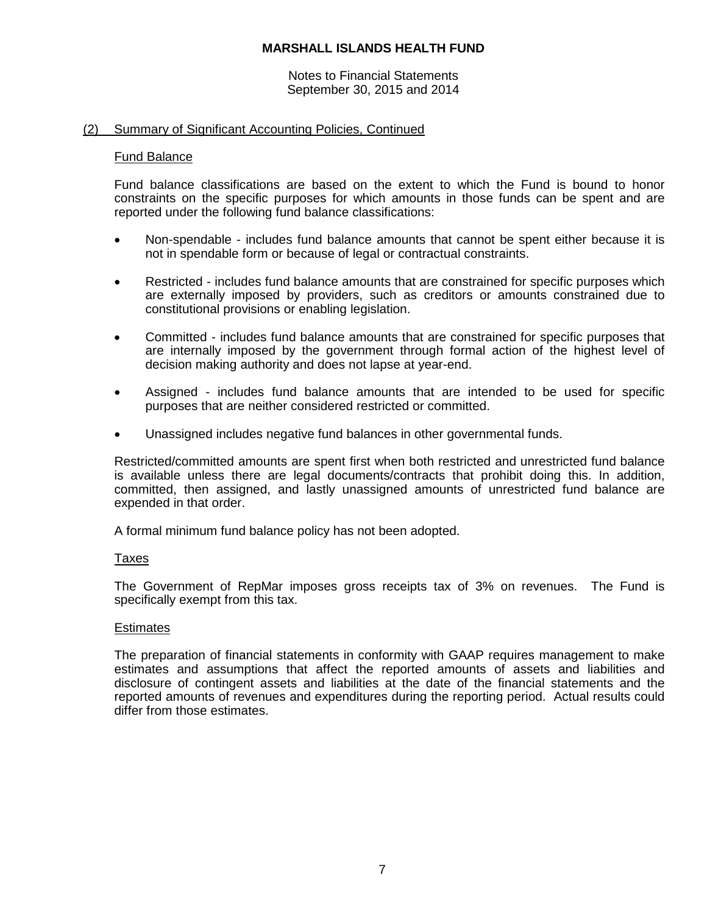# MARSHALL ISLANDS HEALTH FUND

Notes to Financial Statements
September 30, 2015 and 2014

## (2) Summary of Significant Accounting Policies, Continued

### Fund Balance

Fund balance classifications are based on the extent to which the Fund is bound to honor constraints on the specific purposes for which amounts in those funds can be spent and are reported under the following fund balance classifications:

- Non-spendable - includes fund balance amounts that cannot be spent either because it is not in spendable form or because of legal or contractual constraints.
- Restricted - includes fund balance amounts that are constrained for specific purposes which are externally imposed by providers, such as creditors or amounts constrained due to constitutional provisions or enabling legislation.
- Committed - includes fund balance amounts that are constrained for specific purposes that are internally imposed by the government through formal action of the highest level of decision making authority and does not lapse at year-end.
- Assigned - includes fund balance amounts that are intended to be used for specific purposes that are neither considered restricted or committed.
- Unassigned includes negative fund balances in other governmental funds.

Restricted/committed amounts are spent first when both restricted and unrestricted fund balance is available unless there are legal documents/contracts that prohibit doing this. In addition, committed, then assigned, and lastly unassigned amounts of unrestricted fund balance are expended in that order.

A formal minimum fund balance policy has not been adopted.

### Taxes

The Government of RepMar imposes gross receipts tax of 3% on revenues. The Fund is specifically exempt from this tax.

### Estimates

The preparation of financial statements in conformity with GAAP requires management to make estimates and assumptions that affect the reported amounts of assets and liabilities and disclosure of contingent assets and liabilities at the date of the financial statements and the reported amounts of revenues and expenditures during the reporting period. Actual results could differ from those estimates.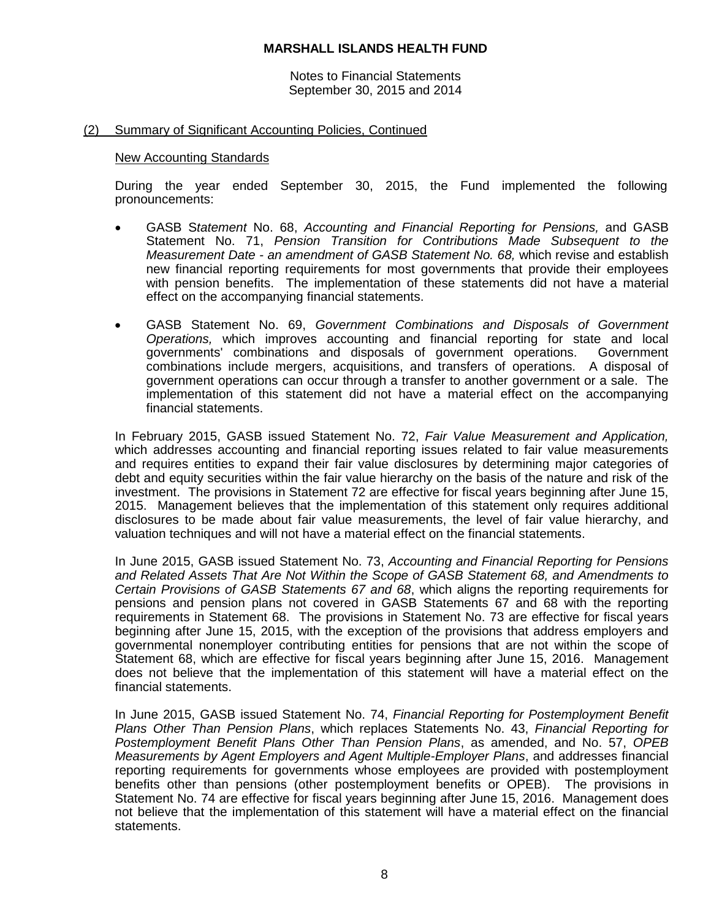**MARSHALL ISLANDS HEALTH FUND**

Notes to Financial Statements
September 30, 2015 and 2014

## (2) Summary of Significant Accounting Policies, Continued

### New Accounting Standards

During the year ended September 30, 2015, the Fund implemented the following pronouncements:

- GASB S*tatement* No. 68, *Accounting and Financial Reporting for Pensions,* and GASB Statement No. 71, *Pension Transition for Contributions Made Subsequent to the Measurement Date - an amendment of GASB Statement No. 68,* which revise and establish new financial reporting requirements for most governments that provide their employees with pension benefits. The implementation of these statements did not have a material effect on the accompanying financial statements.

- GASB Statement No. 69, *Government Combinations and Disposals of Government Operations,* which improves accounting and financial reporting for state and local governments' combinations and disposals of government operations. Government combinations include mergers, acquisitions, and transfers of operations. A disposal of government operations can occur through a transfer to another government or a sale. The implementation of this statement did not have a material effect on the accompanying financial statements.

In February 2015, GASB issued Statement No. 72, *Fair Value Measurement and Application,* which addresses accounting and financial reporting issues related to fair value measurements and requires entities to expand their fair value disclosures by determining major categories of debt and equity securities within the fair value hierarchy on the basis of the nature and risk of the investment. The provisions in Statement 72 are effective for fiscal years beginning after June 15, 2015. Management believes that the implementation of this statement only requires additional disclosures to be made about fair value measurements, the level of fair value hierarchy, and valuation techniques and will not have a material effect on the financial statements.

In June 2015, GASB issued Statement No. 73, *Accounting and Financial Reporting for Pensions and Related Assets That Are Not Within the Scope of GASB Statement 68, and Amendments to Certain Provisions of GASB Statements 67 and 68*, which aligns the reporting requirements for pensions and pension plans not covered in GASB Statements 67 and 68 with the reporting requirements in Statement 68. The provisions in Statement No. 73 are effective for fiscal years beginning after June 15, 2015, with the exception of the provisions that address employers and governmental nonemployer contributing entities for pensions that are not within the scope of Statement 68, which are effective for fiscal years beginning after June 15, 2016. Management does not believe that the implementation of this statement will have a material effect on the financial statements.

In June 2015, GASB issued Statement No. 74, *Financial Reporting for Postemployment Benefit Plans Other Than Pension Plans*, which replaces Statements No. 43, *Financial Reporting for Postemployment Benefit Plans Other Than Pension Plans*, as amended, and No. 57, *OPEB Measurements by Agent Employers and Agent Multiple-Employer Plans*, and addresses financial reporting requirements for governments whose employees are provided with postemployment benefits other than pensions (other postemployment benefits or OPEB). The provisions in Statement No. 74 are effective for fiscal years beginning after June 15, 2016. Management does not believe that the implementation of this statement will have a material effect on the financial statements.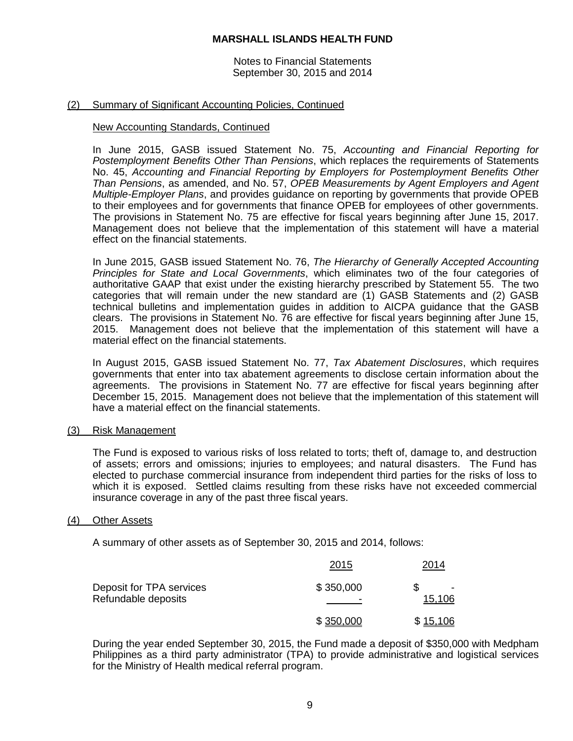**MARSHALL ISLANDS HEALTH FUND**

Notes to Financial Statements
September 30, 2015 and 2014

## (2) Summary of Significant Accounting Policies, Continued

### New Accounting Standards, Continued

In June 2015, GASB issued Statement No. 75, *Accounting and Financial Reporting for Postemployment Benefits Other Than Pensions*, which replaces the requirements of Statements No. 45, *Accounting and Financial Reporting by Employers for Postemployment Benefits Other Than Pensions*, as amended, and No. 57, *OPEB Measurements by Agent Employers and Agent Multiple-Employer Plans*, and provides guidance on reporting by governments that provide OPEB to their employees and for governments that finance OPEB for employees of other governments. The provisions in Statement No. 75 are effective for fiscal years beginning after June 15, 2017. Management does not believe that the implementation of this statement will have a material effect on the financial statements.

In June 2015, GASB issued Statement No. 76, *The Hierarchy of Generally Accepted Accounting Principles for State and Local Governments*, which eliminates two of the four categories of authoritative GAAP that exist under the existing hierarchy prescribed by Statement 55. The two categories that will remain under the new standard are (1) GASB Statements and (2) GASB technical bulletins and implementation guides in addition to AICPA guidance that the GASB clears. The provisions in Statement No. 76 are effective for fiscal years beginning after June 15, 2015. Management does not believe that the implementation of this statement will have a material effect on the financial statements.

In August 2015, GASB issued Statement No. 77, *Tax Abatement Disclosures*, which requires governments that enter into tax abatement agreements to disclose certain information about the agreements. The provisions in Statement No. 77 are effective for fiscal years beginning after December 15, 2015. Management does not believe that the implementation of this statement will have a material effect on the financial statements.

## (3) Risk Management

The Fund is exposed to various risks of loss related to torts; theft of, damage to, and destruction of assets; errors and omissions; injuries to employees; and natural disasters. The Fund has elected to purchase commercial insurance from independent third parties for the risks of loss to which it is exposed. Settled claims resulting from these risks have not exceeded commercial insurance coverage in any of the past three fiscal years.

## (4) Other Assets

A summary of other assets as of September 30, 2015 and 2014, follows:

| | 2015 | 2014 |
|---|---|---|
| Deposit for TPA services | $ 350,000 | $ - |
| Refundable deposits | - | 15,106 |
| | $ 350,000 | $ 15,106 |

During the year ended September 30, 2015, the Fund made a deposit of $350,000 with Medpham Philippines as a third party administrator (TPA) to provide administrative and logistical services for the Ministry of Health medical referral program.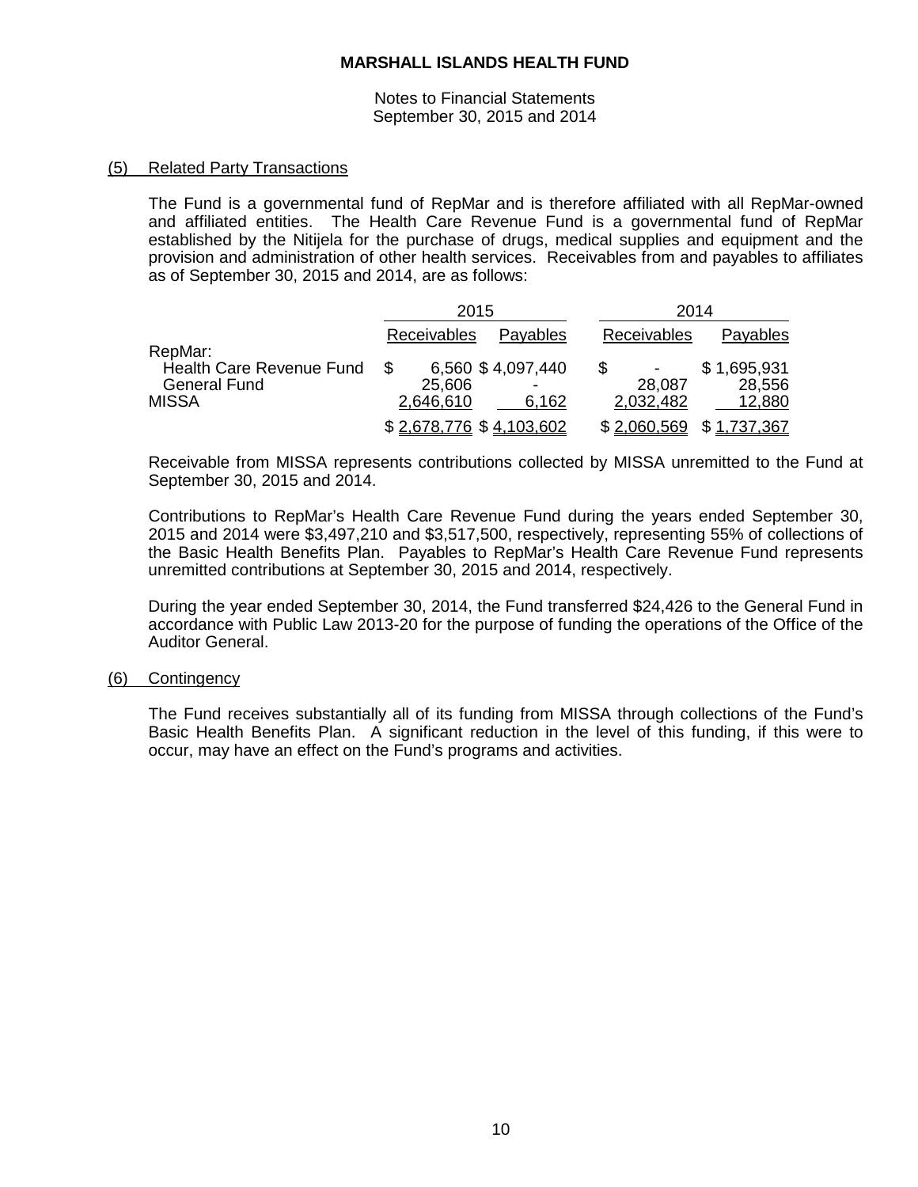# MARSHALL ISLANDS HEALTH FUND

Notes to Financial Statements
September 30, 2015 and 2014

## (5) Related Party Transactions

The Fund is a governmental fund of RepMar and is therefore affiliated with all RepMar-owned and affiliated entities. The Health Care Revenue Fund is a governmental fund of RepMar established by the Nitijela for the purchase of drugs, medical supplies and equipment and the provision and administration of other health services. Receivables from and payables to affiliates as of September 30, 2015 and 2014, are as follows:

| | 2015 | | 2014 | |
|---|---|---|---|---|
| | Receivables | Payables | Receivables | Payables |
| RepMar: | | | | |
| Health Care Revenue Fund | $ 6,560 | $ 4,097,440 | $ - | $ 1,695,931 |
| General Fund | 25,606 | - | 28,087 | 28,556 |
| MISSA | 2,646,610 | 6,162 | 2,032,482 | 12,880 |
| | $ 2,678,776 | $ 4,103,602 | $ 2,060,569 | $ 1,737,367 |

Receivable from MISSA represents contributions collected by MISSA unremitted to the Fund at September 30, 2015 and 2014.

Contributions to RepMar's Health Care Revenue Fund during the years ended September 30, 2015 and 2014 were $3,497,210 and $3,517,500, respectively, representing 55% of collections of the Basic Health Benefits Plan. Payables to RepMar's Health Care Revenue Fund represents unremitted contributions at September 30, 2015 and 2014, respectively.

During the year ended September 30, 2014, the Fund transferred $24,426 to the General Fund in accordance with Public Law 2013-20 for the purpose of funding the operations of the Office of the Auditor General.

## (6) Contingency

The Fund receives substantially all of its funding from MISSA through collections of the Fund's Basic Health Benefits Plan. A significant reduction in the level of this funding, if this were to occur, may have an effect on the Fund's programs and activities.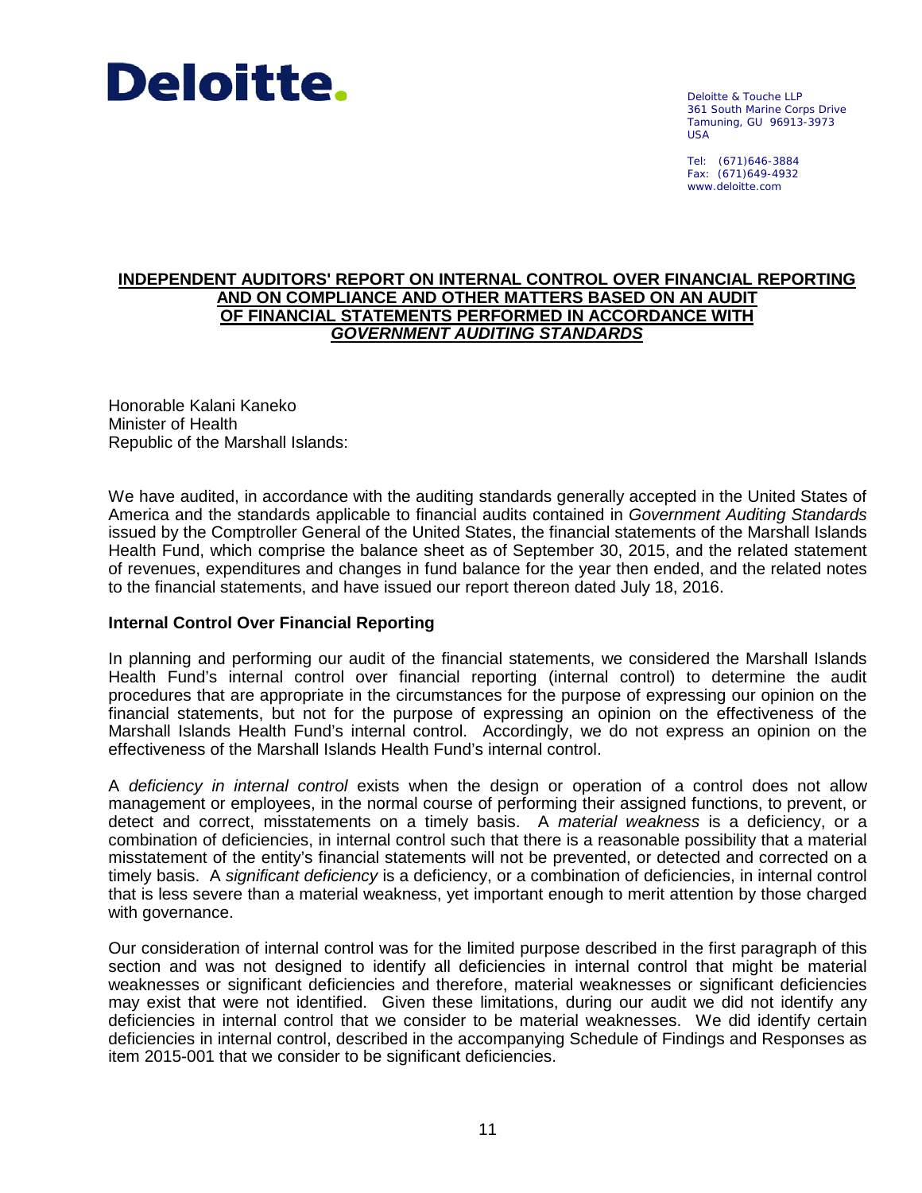**Deloitte.**

Deloitte & Touche LLP
361 South Marine Corps Drive
Tamuning, GU 96913-3973
USA

Tel: (671)646-3884
Fax: (671)649-4932
www.deloitte.com

## INDEPENDENT AUDITORS' REPORT ON INTERNAL CONTROL OVER FINANCIAL REPORTING AND ON COMPLIANCE AND OTHER MATTERS BASED ON AN AUDIT OF FINANCIAL STATEMENTS PERFORMED IN ACCORDANCE WITH *GOVERNMENT AUDITING STANDARDS*

Honorable Kalani Kaneko
Minister of Health
Republic of the Marshall Islands:

We have audited, in accordance with the auditing standards generally accepted in the United States of America and the standards applicable to financial audits contained in *Government Auditing Standards* issued by the Comptroller General of the United States, the financial statements of the Marshall Islands Health Fund, which comprise the balance sheet as of September 30, 2015, and the related statement of revenues, expenditures and changes in fund balance for the year then ended, and the related notes to the financial statements, and have issued our report thereon dated July 18, 2016.

### Internal Control Over Financial Reporting

In planning and performing our audit of the financial statements, we considered the Marshall Islands Health Fund's internal control over financial reporting (internal control) to determine the audit procedures that are appropriate in the circumstances for the purpose of expressing our opinion on the financial statements, but not for the purpose of expressing an opinion on the effectiveness of the Marshall Islands Health Fund's internal control. Accordingly, we do not express an opinion on the effectiveness of the Marshall Islands Health Fund's internal control.

A *deficiency in internal control* exists when the design or operation of a control does not allow management or employees, in the normal course of performing their assigned functions, to prevent, or detect and correct, misstatements on a timely basis. A *material weakness* is a deficiency, or a combination of deficiencies, in internal control such that there is a reasonable possibility that a material misstatement of the entity's financial statements will not be prevented, or detected and corrected on a timely basis. A *significant deficiency* is a deficiency, or a combination of deficiencies, in internal control that is less severe than a material weakness, yet important enough to merit attention by those charged with governance.

Our consideration of internal control was for the limited purpose described in the first paragraph of this section and was not designed to identify all deficiencies in internal control that might be material weaknesses or significant deficiencies and therefore, material weaknesses or significant deficiencies may exist that were not identified. Given these limitations, during our audit we did not identify any deficiencies in internal control that we consider to be material weaknesses. We did identify certain deficiencies in internal control, described in the accompanying Schedule of Findings and Responses as item 2015-001 that we consider to be significant deficiencies.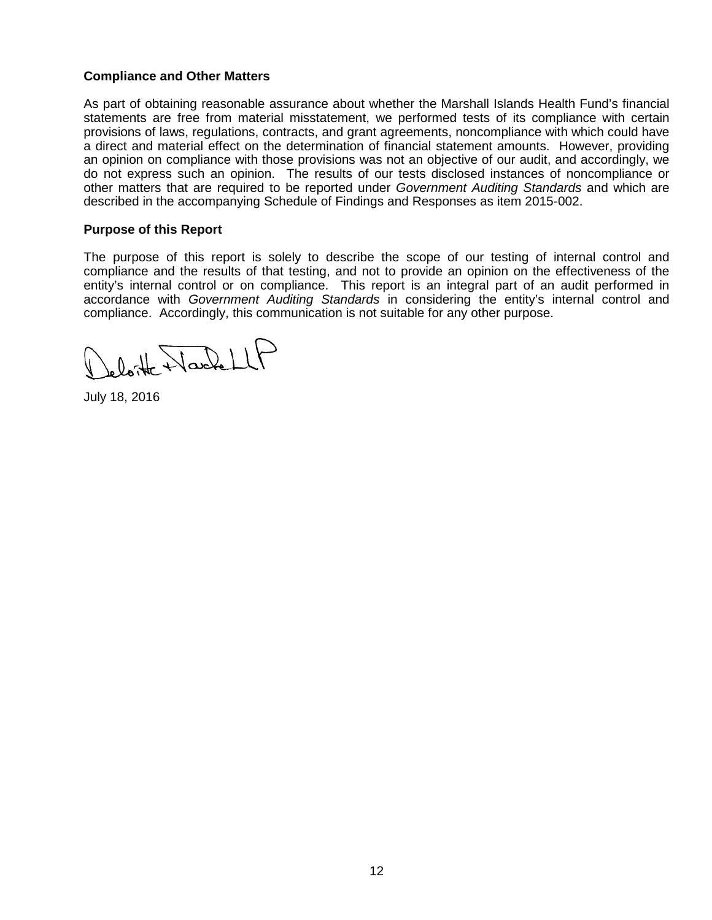**Compliance and Other Matters**

As part of obtaining reasonable assurance about whether the Marshall Islands Health Fund's financial statements are free from material misstatement, we performed tests of its compliance with certain provisions of laws, regulations, contracts, and grant agreements, noncompliance with which could have a direct and material effect on the determination of financial statement amounts. However, providing an opinion on compliance with those provisions was not an objective of our audit, and accordingly, we do not express such an opinion. The results of our tests disclosed instances of noncompliance or other matters that are required to be reported under *Government Auditing Standards* and which are described in the accompanying Schedule of Findings and Responses as item 2015-002.

**Purpose of this Report**

The purpose of this report is solely to describe the scope of our testing of internal control and compliance and the results of that testing, and not to provide an opinion on the effectiveness of the entity's internal control or on compliance. This report is an integral part of an audit performed in accordance with *Government Auditing Standards* in considering the entity's internal control and compliance. Accordingly, this communication is not suitable for any other purpose.

Deloitte + Touche LLP

July 18, 2016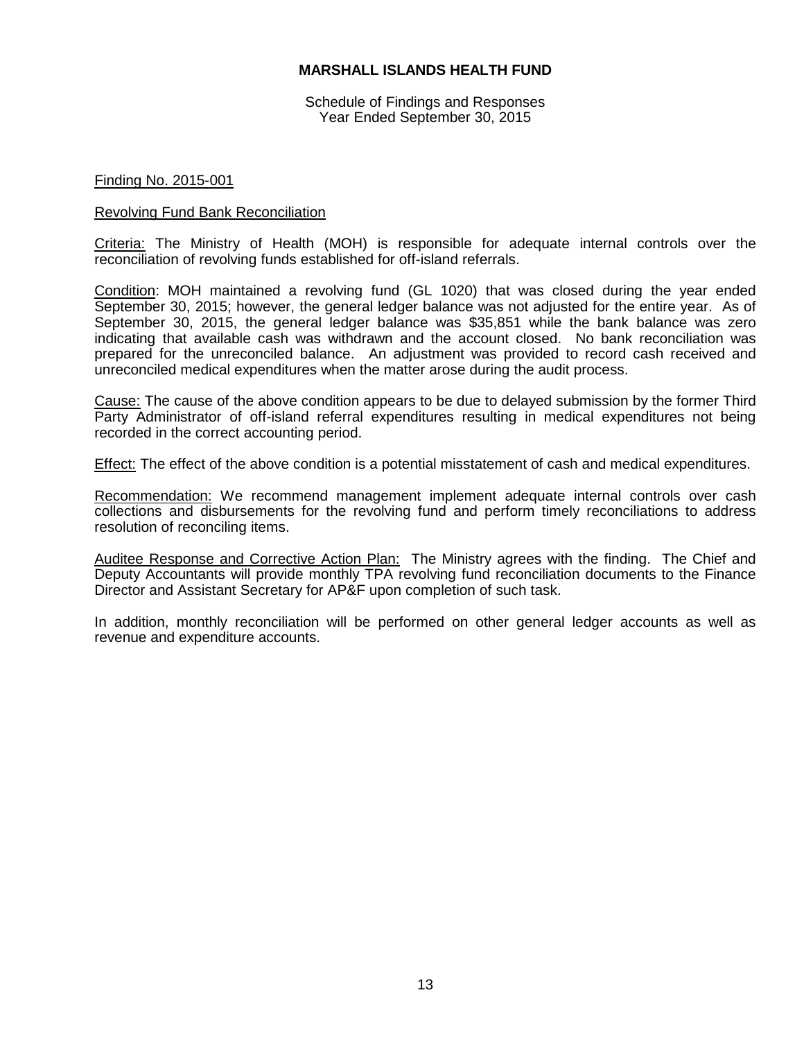**MARSHALL ISLANDS HEALTH FUND**

Schedule of Findings and Responses
Year Ended September 30, 2015

Finding No. 2015-001

Revolving Fund Bank Reconciliation

Criteria: The Ministry of Health (MOH) is responsible for adequate internal controls over the reconciliation of revolving funds established for off-island referrals.

Condition: MOH maintained a revolving fund (GL 1020) that was closed during the year ended September 30, 2015; however, the general ledger balance was not adjusted for the entire year. As of September 30, 2015, the general ledger balance was $35,851 while the bank balance was zero indicating that available cash was withdrawn and the account closed. No bank reconciliation was prepared for the unreconciled balance. An adjustment was provided to record cash received and unreconciled medical expenditures when the matter arose during the audit process.

Cause: The cause of the above condition appears to be due to delayed submission by the former Third Party Administrator of off-island referral expenditures resulting in medical expenditures not being recorded in the correct accounting period.

Effect: The effect of the above condition is a potential misstatement of cash and medical expenditures.

Recommendation: We recommend management implement adequate internal controls over cash collections and disbursements for the revolving fund and perform timely reconciliations to address resolution of reconciling items.

Auditee Response and Corrective Action Plan: The Ministry agrees with the finding. The Chief and Deputy Accountants will provide monthly TPA revolving fund reconciliation documents to the Finance Director and Assistant Secretary for AP&F upon completion of such task.

In addition, monthly reconciliation will be performed on other general ledger accounts as well as revenue and expenditure accounts.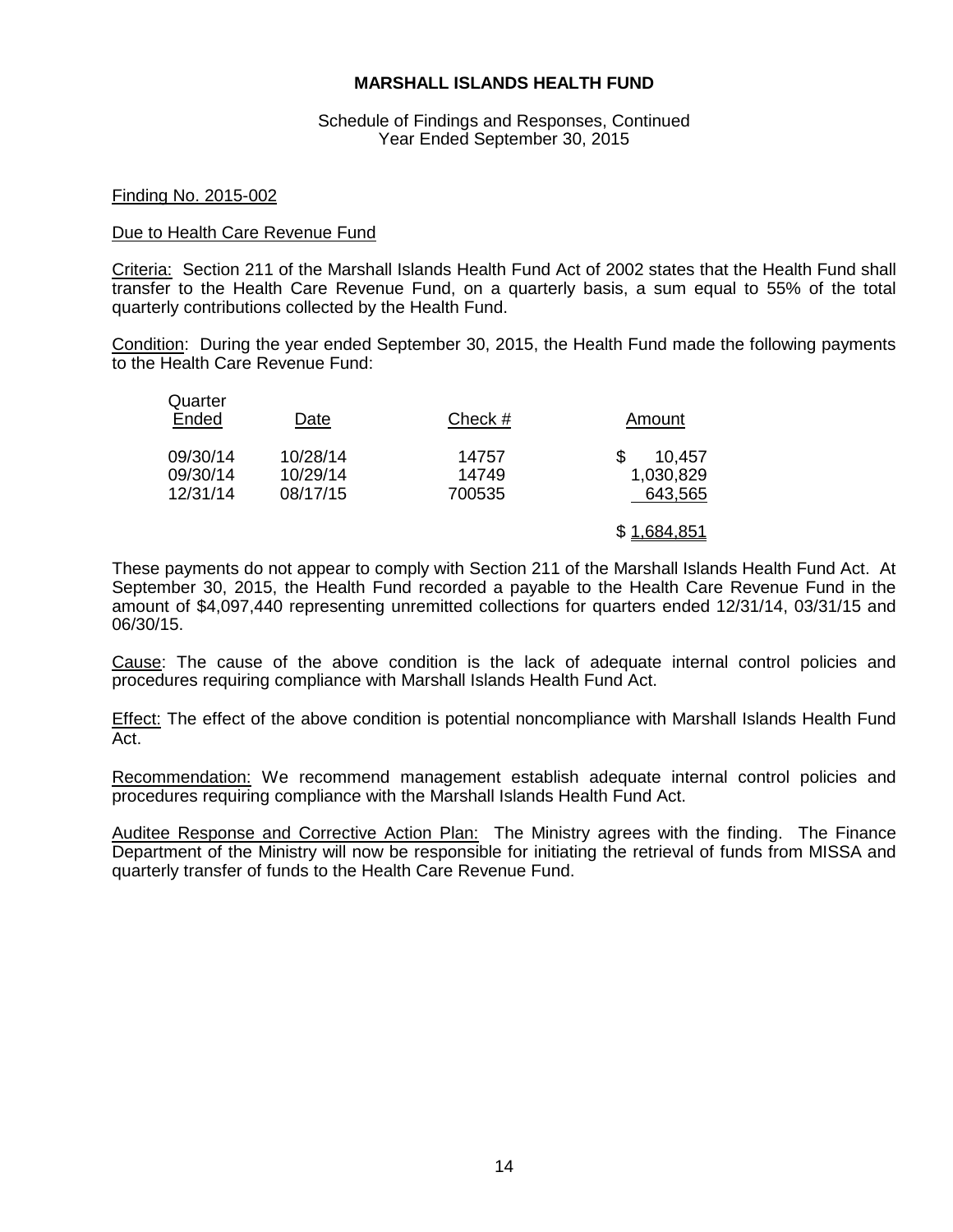**MARSHALL ISLANDS HEALTH FUND**

Schedule of Findings and Responses, Continued
Year Ended September 30, 2015

Finding No. 2015-002

Due to Health Care Revenue Fund

Criteria: Section 211 of the Marshall Islands Health Fund Act of 2002 states that the Health Fund shall transfer to the Health Care Revenue Fund, on a quarterly basis, a sum equal to 55% of the total quarterly contributions collected by the Health Fund.

Condition: During the year ended September 30, 2015, the Health Fund made the following payments to the Health Care Revenue Fund:

| Quarter Ended | Date | Check # | Amount |
|---|---|---|---|
| 09/30/14 | 10/28/14 | 14757 | $ 10,457 |
| 09/30/14 | 10/29/14 | 14749 | 1,030,829 |
| 12/31/14 | 08/17/15 | 700535 | 643,565 |
| | | | $ 1,684,851 |

These payments do not appear to comply with Section 211 of the Marshall Islands Health Fund Act. At September 30, 2015, the Health Fund recorded a payable to the Health Care Revenue Fund in the amount of $4,097,440 representing unremitted collections for quarters ended 12/31/14, 03/31/15 and 06/30/15.

Cause: The cause of the above condition is the lack of adequate internal control policies and procedures requiring compliance with Marshall Islands Health Fund Act.

Effect: The effect of the above condition is potential noncompliance with Marshall Islands Health Fund Act.

Recommendation: We recommend management establish adequate internal control policies and procedures requiring compliance with the Marshall Islands Health Fund Act.

Auditee Response and Corrective Action Plan: The Ministry agrees with the finding. The Finance Department of the Ministry will now be responsible for initiating the retrieval of funds from MISSA and quarterly transfer of funds to the Health Care Revenue Fund.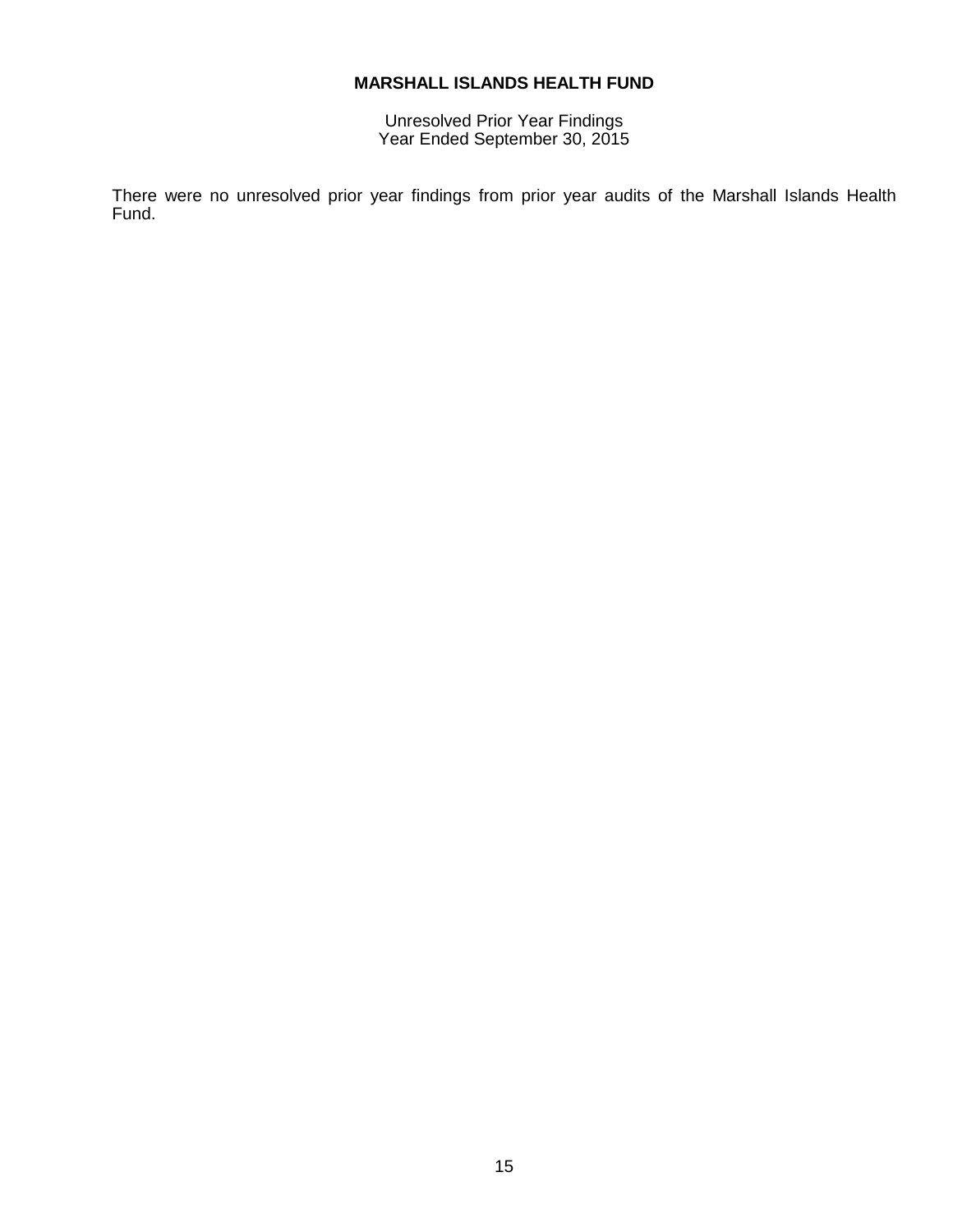**MARSHALL ISLANDS HEALTH FUND**

Unresolved Prior Year Findings
Year Ended September 30, 2015

There were no unresolved prior year findings from prior year audits of the Marshall Islands Health Fund.